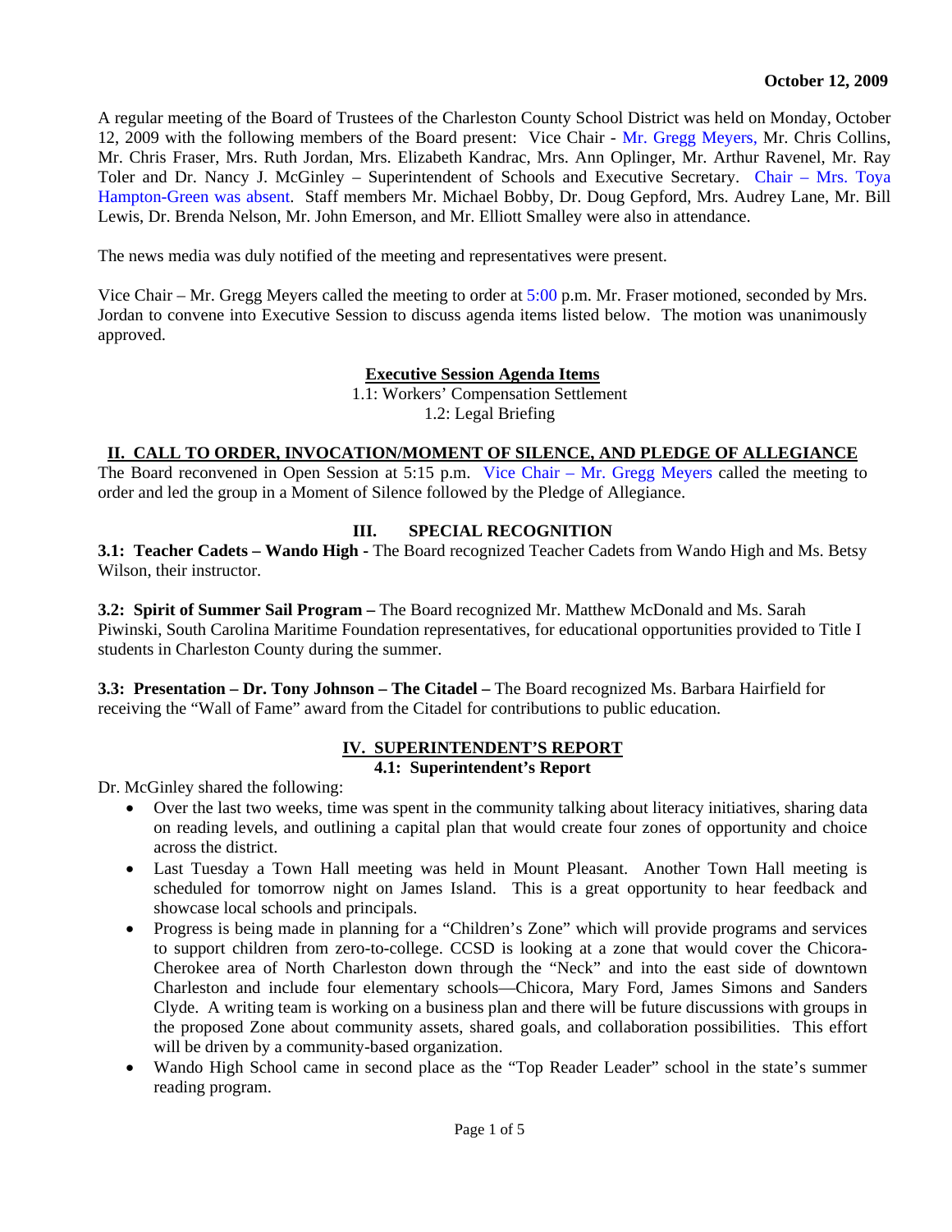**October 12, 2009**

A regular meeting of the Board of Trustees of the Charleston County School District was held on Monday, October 12, 2009 with the following members of the Board present: Vice Chair - Mr. Gregg Meyers, Mr. Chris Collins, Mr. Chris Fraser, Mrs. Ruth Jordan, Mrs. Elizabeth Kandrac, Mrs. Ann Oplinger, Mr. Arthur Ravenel, Mr. Ray Toler and Dr. Nancy J. McGinley – Superintendent of Schools and Executive Secretary. Chair – Mrs. Toya Hampton-Green was absent. Staff members Mr. Michael Bobby, Dr. Doug Gepford, Mrs. Audrey Lane, Mr. Bill Lewis, Dr. Brenda Nelson, Mr. John Emerson, and Mr. Elliott Smalley were also in attendance.

The news media was duly notified of the meeting and representatives were present.

Vice Chair – Mr. Gregg Meyers called the meeting to order at 5:00 p.m. Mr. Fraser motioned, seconded by Mrs. Jordan to convene into Executive Session to discuss agenda items listed below. The motion was unanimously approved.

**Executive Session Agenda Items**

1.1: Workers' Compensation Settlement
1.2: Legal Briefing

## II. CALL TO ORDER, INVOCATION/MOMENT OF SILENCE, AND PLEDGE OF ALLEGIANCE

The Board reconvened in Open Session at 5:15 p.m. Vice Chair – Mr. Gregg Meyers called the meeting to order and led the group in a Moment of Silence followed by the Pledge of Allegiance.

## III. SPECIAL RECOGNITION

**3.1: Teacher Cadets – Wando High** - The Board recognized Teacher Cadets from Wando High and Ms. Betsy Wilson, their instructor.

**3.2: Spirit of Summer Sail Program –** The Board recognized Mr. Matthew McDonald and Ms. Sarah Piwinski, South Carolina Maritime Foundation representatives, for educational opportunities provided to Title I students in Charleston County during the summer.

**3.3: Presentation – Dr. Tony Johnson – The Citadel –** The Board recognized Ms. Barbara Hairfield for receiving the "Wall of Fame" award from the Citadel for contributions to public education.

## IV. SUPERINTENDENT'S REPORT

### 4.1: Superintendent's Report

Dr. McGinley shared the following:

- Over the last two weeks, time was spent in the community talking about literacy initiatives, sharing data on reading levels, and outlining a capital plan that would create four zones of opportunity and choice across the district.
- Last Tuesday a Town Hall meeting was held in Mount Pleasant. Another Town Hall meeting is scheduled for tomorrow night on James Island. This is a great opportunity to hear feedback and showcase local schools and principals.
- Progress is being made in planning for a "Children's Zone" which will provide programs and services to support children from zero-to-college. CCSD is looking at a zone that would cover the Chicora-Cherokee area of North Charleston down through the "Neck" and into the east side of downtown Charleston and include four elementary schools—Chicora, Mary Ford, James Simons and Sanders Clyde. A writing team is working on a business plan and there will be future discussions with groups in the proposed Zone about community assets, shared goals, and collaboration possibilities. This effort will be driven by a community-based organization.
- Wando High School came in second place as the "Top Reader Leader" school in the state's summer reading program.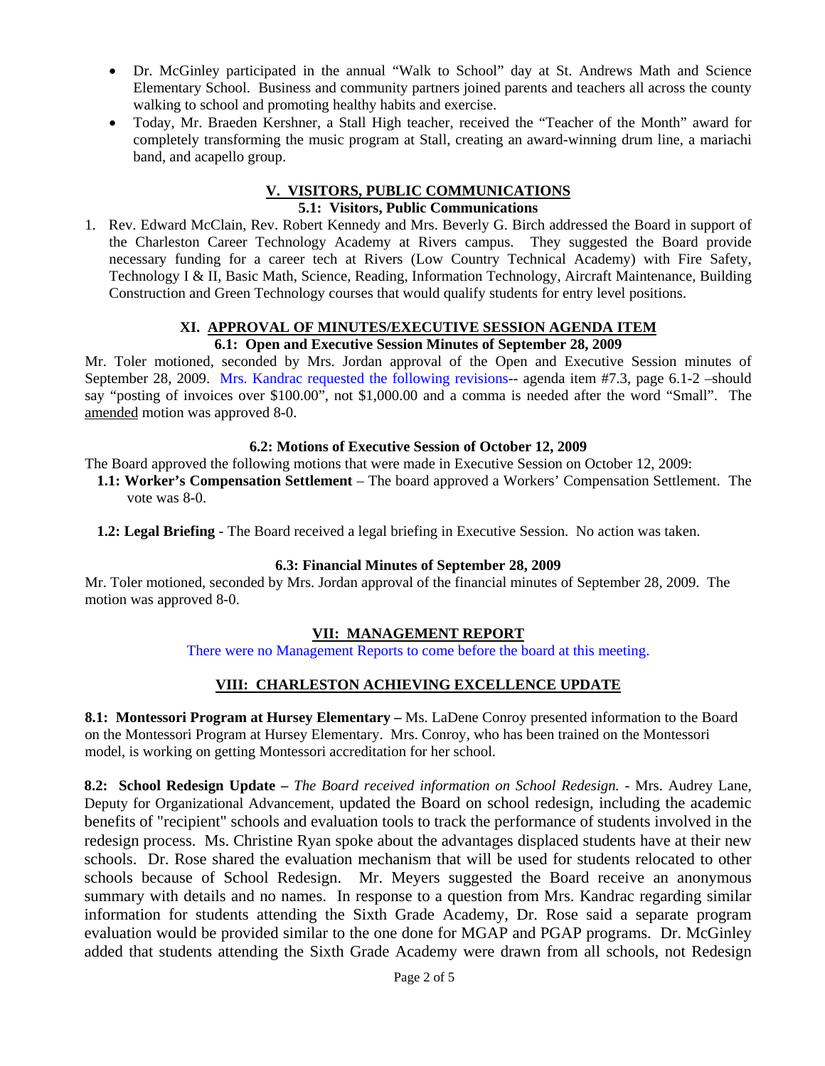- Dr. McGinley participated in the annual "Walk to School" day at St. Andrews Math and Science Elementary School. Business and community partners joined parents and teachers all across the county walking to school and promoting healthy habits and exercise.
- Today, Mr. Braeden Kershner, a Stall High teacher, received the "Teacher of the Month" award for completely transforming the music program at Stall, creating an award-winning drum line, a mariachi band, and acapello group.

## V. VISITORS, PUBLIC COMMUNICATIONS

### 5.1: Visitors, Public Communications

1. Rev. Edward McClain, Rev. Robert Kennedy and Mrs. Beverly G. Birch addressed the Board in support of the Charleston Career Technology Academy at Rivers campus. They suggested the Board provide necessary funding for a career tech at Rivers (Low Country Technical Academy) with Fire Safety, Technology I & II, Basic Math, Science, Reading, Information Technology, Aircraft Maintenance, Building Construction and Green Technology courses that would qualify students for entry level positions.

## XI. APPROVAL OF MINUTES/EXECUTIVE SESSION AGENDA ITEM

### 6.1: Open and Executive Session Minutes of September 28, 2009

Mr. Toler motioned, seconded by Mrs. Jordan approval of the Open and Executive Session minutes of September 28, 2009. Mrs. Kandrac requested the following revisions-- agenda item #7.3, page 6.1-2 –should say "posting of invoices over $100.00", not $1,000.00 and a comma is needed after the word "Small". The amended motion was approved 8-0.

### 6.2: Motions of Executive Session of October 12, 2009

The Board approved the following motions that were made in Executive Session on October 12, 2009:

**1.1: Worker's Compensation Settlement** – The board approved a Workers' Compensation Settlement. The vote was 8-0.

**1.2: Legal Briefing** - The Board received a legal briefing in Executive Session. No action was taken.

### 6.3: Financial Minutes of September 28, 2009

Mr. Toler motioned, seconded by Mrs. Jordan approval of the financial minutes of September 28, 2009. The motion was approved 8-0.

## VII: MANAGEMENT REPORT

There were no Management Reports to come before the board at this meeting.

## VIII: CHARLESTON ACHIEVING EXCELLENCE UPDATE

**8.1: Montessori Program at Hursey Elementary –** Ms. LaDene Conroy presented information to the Board on the Montessori Program at Hursey Elementary. Mrs. Conroy, who has been trained on the Montessori model, is working on getting Montessori accreditation for her school.

**8.2: School Redesign Update –** *The Board received information on School Redesign.* - Mrs. Audrey Lane, Deputy for Organizational Advancement, updated the Board on school redesign, including the academic benefits of "recipient" schools and evaluation tools to track the performance of students involved in the redesign process. Ms. Christine Ryan spoke about the advantages displaced students have at their new schools. Dr. Rose shared the evaluation mechanism that will be used for students relocated to other schools because of School Redesign. Mr. Meyers suggested the Board receive an anonymous summary with details and no names. In response to a question from Mrs. Kandrac regarding similar information for students attending the Sixth Grade Academy, Dr. Rose said a separate program evaluation would be provided similar to the one done for MGAP and PGAP programs. Dr. McGinley added that students attending the Sixth Grade Academy were drawn from all schools, not Redesign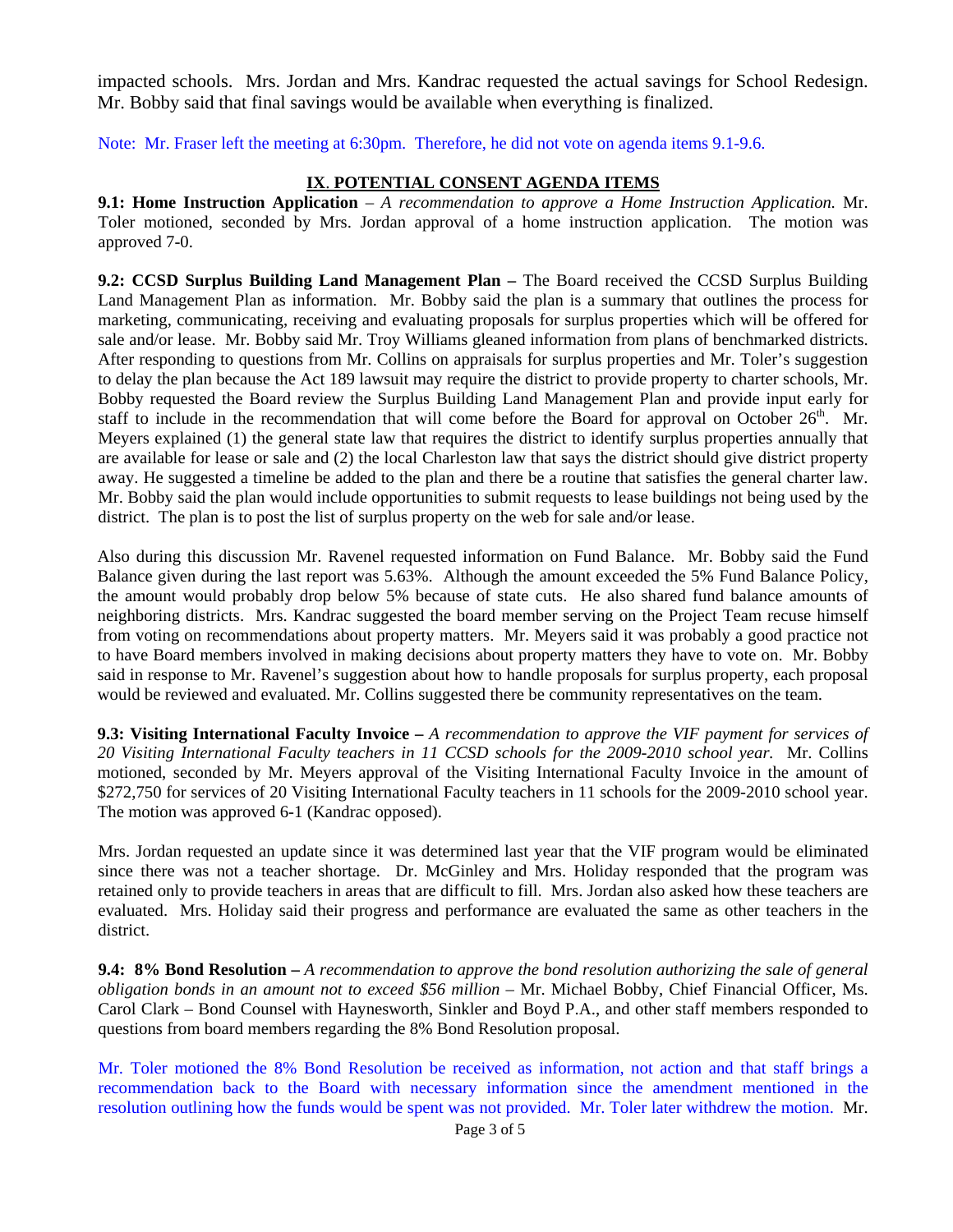impacted schools. Mrs. Jordan and Mrs. Kandrac requested the actual savings for School Redesign. Mr. Bobby said that final savings would be available when everything is finalized.

Note: Mr. Fraser left the meeting at 6:30pm. Therefore, he did not vote on agenda items 9.1-9.6.

## IX. POTENTIAL CONSENT AGENDA ITEMS

**9.1: Home Instruction Application** – *A recommendation to approve a Home Instruction Application.* Mr. Toler motioned, seconded by Mrs. Jordan approval of a home instruction application. The motion was approved 7-0.

**9.2: CCSD Surplus Building Land Management Plan –** The Board received the CCSD Surplus Building Land Management Plan as information. Mr. Bobby said the plan is a summary that outlines the process for marketing, communicating, receiving and evaluating proposals for surplus properties which will be offered for sale and/or lease. Mr. Bobby said Mr. Troy Williams gleaned information from plans of benchmarked districts. After responding to questions from Mr. Collins on appraisals for surplus properties and Mr. Toler's suggestion to delay the plan because the Act 189 lawsuit may require the district to provide property to charter schools, Mr. Bobby requested the Board review the Surplus Building Land Management Plan and provide input early for staff to include in the recommendation that will come before the Board for approval on October 26th. Mr. Meyers explained (1) the general state law that requires the district to identify surplus properties annually that are available for lease or sale and (2) the local Charleston law that says the district should give district property away. He suggested a timeline be added to the plan and there be a routine that satisfies the general charter law. Mr. Bobby said the plan would include opportunities to submit requests to lease buildings not being used by the district. The plan is to post the list of surplus property on the web for sale and/or lease.

Also during this discussion Mr. Ravenel requested information on Fund Balance. Mr. Bobby said the Fund Balance given during the last report was 5.63%. Although the amount exceeded the 5% Fund Balance Policy, the amount would probably drop below 5% because of state cuts. He also shared fund balance amounts of neighboring districts. Mrs. Kandrac suggested the board member serving on the Project Team recuse himself from voting on recommendations about property matters. Mr. Meyers said it was probably a good practice not to have Board members involved in making decisions about property matters they have to vote on. Mr. Bobby said in response to Mr. Ravenel's suggestion about how to handle proposals for surplus property, each proposal would be reviewed and evaluated. Mr. Collins suggested there be community representatives on the team.

**9.3: Visiting International Faculty Invoice –** *A recommendation to approve the VIF payment for services of 20 Visiting International Faculty teachers in 11 CCSD schools for the 2009-2010 school year.* Mr. Collins motioned, seconded by Mr. Meyers approval of the Visiting International Faculty Invoice in the amount of $272,750 for services of 20 Visiting International Faculty teachers in 11 schools for the 2009-2010 school year. The motion was approved 6-1 (Kandrac opposed).

Mrs. Jordan requested an update since it was determined last year that the VIF program would be eliminated since there was not a teacher shortage. Dr. McGinley and Mrs. Holiday responded that the program was retained only to provide teachers in areas that are difficult to fill. Mrs. Jordan also asked how these teachers are evaluated. Mrs. Holiday said their progress and performance are evaluated the same as other teachers in the district.

**9.4: 8% Bond Resolution –** *A recommendation to approve the bond resolution authorizing the sale of general obligation bonds in an amount not to exceed $56 million* – Mr. Michael Bobby, Chief Financial Officer, Ms. Carol Clark – Bond Counsel with Haynesworth, Sinkler and Boyd P.A., and other staff members responded to questions from board members regarding the 8% Bond Resolution proposal.

Mr. Toler motioned the 8% Bond Resolution be received as information, not action and that staff brings a recommendation back to the Board with necessary information since the amendment mentioned in the resolution outlining how the funds would be spent was not provided. Mr. Toler later withdrew the motion. Mr.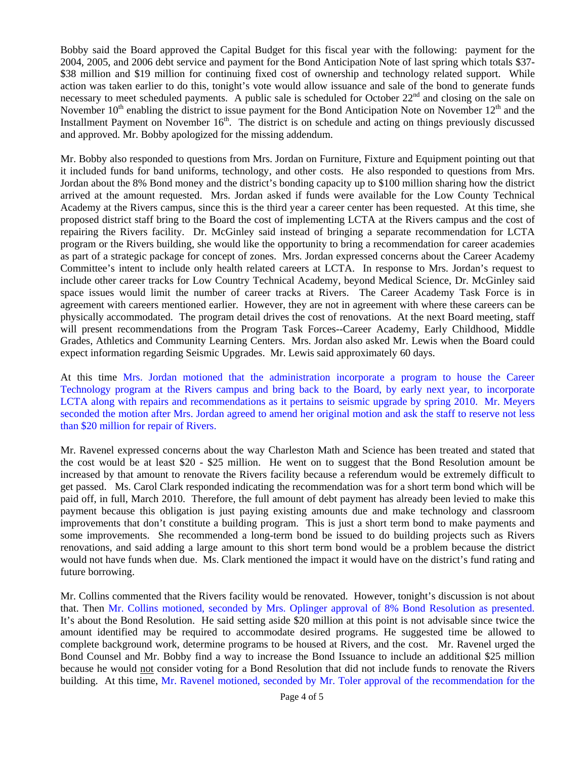Bobby said the Board approved the Capital Budget for this fiscal year with the following: payment for the 2004, 2005, and 2006 debt service and payment for the Bond Anticipation Note of last spring which totals $37-$38 million and $19 million for continuing fixed cost of ownership and technology related support. While action was taken earlier to do this, tonight's vote would allow issuance and sale of the bond to generate funds necessary to meet scheduled payments. A public sale is scheduled for October 22nd and closing on the sale on November 10th enabling the district to issue payment for the Bond Anticipation Note on November 12th and the Installment Payment on November 16th. The district is on schedule and acting on things previously discussed and approved. Mr. Bobby apologized for the missing addendum.

Mr. Bobby also responded to questions from Mrs. Jordan on Furniture, Fixture and Equipment pointing out that it included funds for band uniforms, technology, and other costs. He also responded to questions from Mrs. Jordan about the 8% Bond money and the district's bonding capacity up to $100 million sharing how the district arrived at the amount requested. Mrs. Jordan asked if funds were available for the Low County Technical Academy at the Rivers campus, since this is the third year a career center has been requested. At this time, she proposed district staff bring to the Board the cost of implementing LCTA at the Rivers campus and the cost of repairing the Rivers facility. Dr. McGinley said instead of bringing a separate recommendation for LCTA program or the Rivers building, she would like the opportunity to bring a recommendation for career academies as part of a strategic package for concept of zones. Mrs. Jordan expressed concerns about the Career Academy Committee's intent to include only health related careers at LCTA. In response to Mrs. Jordan's request to include other career tracks for Low Country Technical Academy, beyond Medical Science, Dr. McGinley said space issues would limit the number of career tracks at Rivers. The Career Academy Task Force is in agreement with careers mentioned earlier. However, they are not in agreement with where these careers can be physically accommodated. The program detail drives the cost of renovations. At the next Board meeting, staff will present recommendations from the Program Task Forces--Career Academy, Early Childhood, Middle Grades, Athletics and Community Learning Centers. Mrs. Jordan also asked Mr. Lewis when the Board could expect information regarding Seismic Upgrades. Mr. Lewis said approximately 60 days.

At this time Mrs. Jordan motioned that the administration incorporate a program to house the Career Technology program at the Rivers campus and bring back to the Board, by early next year, to incorporate LCTA along with repairs and recommendations as it pertains to seismic upgrade by spring 2010. Mr. Meyers seconded the motion after Mrs. Jordan agreed to amend her original motion and ask the staff to reserve not less than $20 million for repair of Rivers.

Mr. Ravenel expressed concerns about the way Charleston Math and Science has been treated and stated that the cost would be at least $20 - $25 million. He went on to suggest that the Bond Resolution amount be increased by that amount to renovate the Rivers facility because a referendum would be extremely difficult to get passed. Ms. Carol Clark responded indicating the recommendation was for a short term bond which will be paid off, in full, March 2010. Therefore, the full amount of debt payment has already been levied to make this payment because this obligation is just paying existing amounts due and make technology and classroom improvements that don't constitute a building program. This is just a short term bond to make payments and some improvements. She recommended a long-term bond be issued to do building projects such as Rivers renovations, and said adding a large amount to this short term bond would be a problem because the district would not have funds when due. Ms. Clark mentioned the impact it would have on the district's fund rating and future borrowing.

Mr. Collins commented that the Rivers facility would be renovated. However, tonight's discussion is not about that. Then Mr. Collins motioned, seconded by Mrs. Oplinger approval of 8% Bond Resolution as presented. It's about the Bond Resolution. He said setting aside $20 million at this point is not advisable since twice the amount identified may be required to accommodate desired programs. He suggested time be allowed to complete background work, determine programs to be housed at Rivers, and the cost. Mr. Ravenel urged the Bond Counsel and Mr. Bobby find a way to increase the Bond Issuance to include an additional $25 million because he would <u>not</u> consider voting for a Bond Resolution that did not include funds to renovate the Rivers building. At this time, Mr. Ravenel motioned, seconded by Mr. Toler approval of the recommendation for the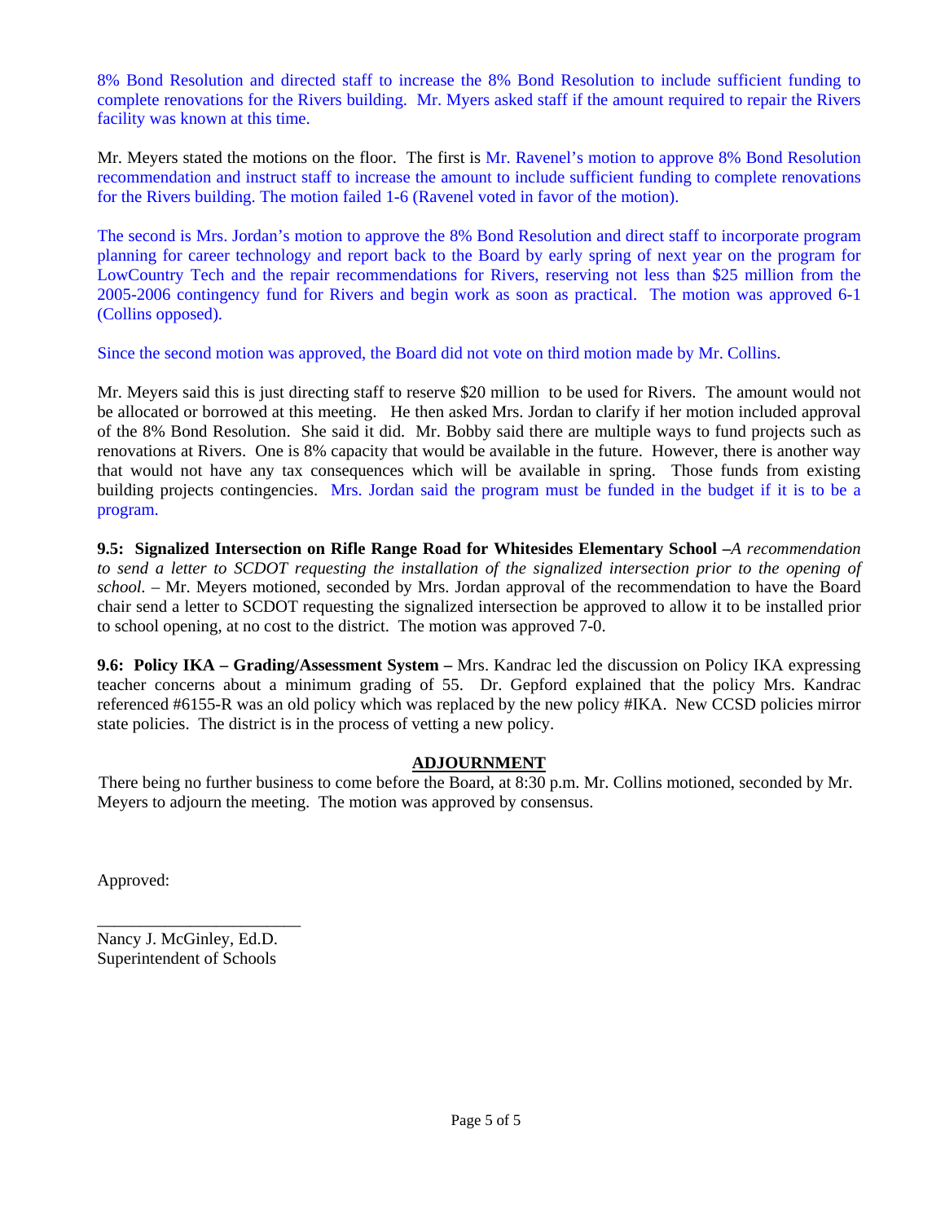8% Bond Resolution and directed staff to increase the 8% Bond Resolution to include sufficient funding to complete renovations for the Rivers building. Mr. Myers asked staff if the amount required to repair the Rivers facility was known at this time.

Mr. Meyers stated the motions on the floor. The first is Mr. Ravenel's motion to approve 8% Bond Resolution recommendation and instruct staff to increase the amount to include sufficient funding to complete renovations for the Rivers building. The motion failed 1-6 (Ravenel voted in favor of the motion).

The second is Mrs. Jordan's motion to approve the 8% Bond Resolution and direct staff to incorporate program planning for career technology and report back to the Board by early spring of next year on the program for LowCountry Tech and the repair recommendations for Rivers, reserving not less than $25 million from the 2005-2006 contingency fund for Rivers and begin work as soon as practical. The motion was approved 6-1 (Collins opposed).

Since the second motion was approved, the Board did not vote on third motion made by Mr. Collins.

Mr. Meyers said this is just directing staff to reserve $20 million to be used for Rivers. The amount would not be allocated or borrowed at this meeting. He then asked Mrs. Jordan to clarify if her motion included approval of the 8% Bond Resolution. She said it did. Mr. Bobby said there are multiple ways to fund projects such as renovations at Rivers. One is 8% capacity that would be available in the future. However, there is another way that would not have any tax consequences which will be available in spring. Those funds from existing building projects contingencies. Mrs. Jordan said the program must be funded in the budget if it is to be a program.

**9.5: Signalized Intersection on Rifle Range Road for Whitesides Elementary School –** *A recommendation to send a letter to SCDOT requesting the installation of the signalized intersection prior to the opening of school.* – Mr. Meyers motioned, seconded by Mrs. Jordan approval of the recommendation to have the Board chair send a letter to SCDOT requesting the signalized intersection be approved to allow it to be installed prior to school opening, at no cost to the district. The motion was approved 7-0.

**9.6: Policy IKA – Grading/Assessment System –** Mrs. Kandrac led the discussion on Policy IKA expressing teacher concerns about a minimum grading of 55. Dr. Gepford explained that the policy Mrs. Kandrac referenced #6155-R was an old policy which was replaced by the new policy #IKA. New CCSD policies mirror state policies. The district is in the process of vetting a new policy.

## ADJOURNMENT

There being no further business to come before the Board, at 8:30 p.m. Mr. Collins motioned, seconded by Mr. Meyers to adjourn the meeting. The motion was approved by consensus.

Approved:

_________________________

Nancy J. McGinley, Ed.D.
Superintendent of Schools